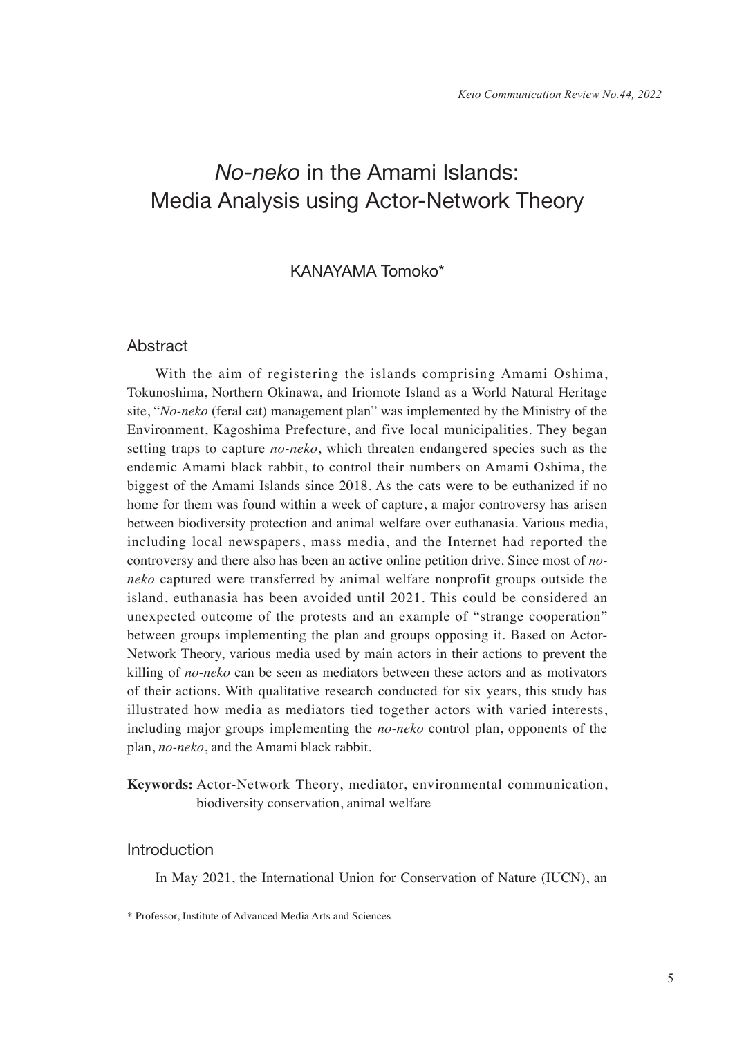# *No-neko* in the Amami Islands: Media Analysis using Actor-Network Theory

KANAYAMA Tomoko*

## Abstract

With the aim of registering the islands comprising Amami Oshima, Tokunoshima, Northern Okinawa, and Iriomote Island as a World Natural Heritage site, "*No-neko* (feral cat) management plan" was implemented by the Ministry of the Environment, Kagoshima Prefecture, and five local municipalities. They began setting traps to capture *no-neko*, which threaten endangered species such as the endemic Amami black rabbit, to control their numbers on Amami Oshima, the biggest of the Amami Islands since 2018. As the cats were to be euthanized if no home for them was found within a week of capture, a major controversy has arisen between biodiversity protection and animal welfare over euthanasia. Various media, including local newspapers, mass media, and the Internet had reported the controversy and there also has been an active online petition drive. Since most of *no-neko* captured were transferred by animal welfare nonprofit groups outside the island, euthanasia has been avoided until 2021. This could be considered an unexpected outcome of the protests and an example of "strange cooperation" between groups implementing the plan and groups opposing it. Based on Actor-Network Theory, various media used by main actors in their actions to prevent the killing of *no-neko* can be seen as mediators between these actors and as motivators of their actions. With qualitative research conducted for six years, this study has illustrated how media as mediators tied together actors with varied interests, including major groups implementing the *no-neko* control plan, opponents of the plan, *no-neko*, and the Amami black rabbit.

**Keywords:** Actor-Network Theory, mediator, environmental communication, biodiversity conservation, animal welfare

## Introduction

In May 2021, the International Union for Conservation of Nature (IUCN), an

\* Professor, Institute of Advanced Media Arts and Sciences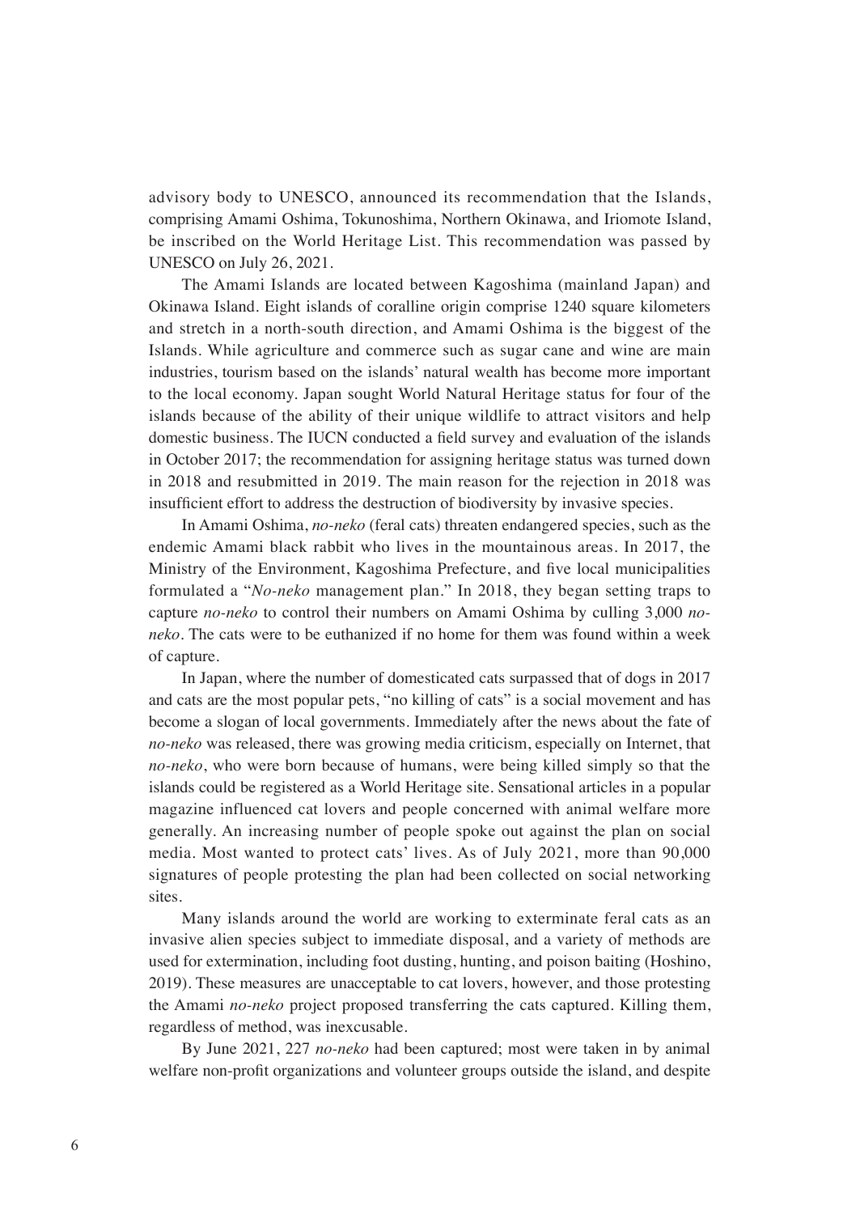advisory body to UNESCO, announced its recommendation that the Islands, comprising Amami Oshima, Tokunoshima, Northern Okinawa, and Iriomote Island, be inscribed on the World Heritage List. This recommendation was passed by UNESCO on July 26, 2021.

The Amami Islands are located between Kagoshima (mainland Japan) and Okinawa Island. Eight islands of coralline origin comprise 1240 square kilometers and stretch in a north-south direction, and Amami Oshima is the biggest of the Islands. While agriculture and commerce such as sugar cane and wine are main industries, tourism based on the islands' natural wealth has become more important to the local economy. Japan sought World Natural Heritage status for four of the islands because of the ability of their unique wildlife to attract visitors and help domestic business. The IUCN conducted a field survey and evaluation of the islands in October 2017; the recommendation for assigning heritage status was turned down in 2018 and resubmitted in 2019. The main reason for the rejection in 2018 was insufficient effort to address the destruction of biodiversity by invasive species.

In Amami Oshima, *no-neko* (feral cats) threaten endangered species, such as the endemic Amami black rabbit who lives in the mountainous areas. In 2017, the Ministry of the Environment, Kagoshima Prefecture, and five local municipalities formulated a "*No-neko* management plan." In 2018, they began setting traps to capture *no-neko* to control their numbers on Amami Oshima by culling 3,000 *no-neko*. The cats were to be euthanized if no home for them was found within a week of capture.

In Japan, where the number of domesticated cats surpassed that of dogs in 2017 and cats are the most popular pets, "no killing of cats" is a social movement and has become a slogan of local governments. Immediately after the news about the fate of *no-neko* was released, there was growing media criticism, especially on Internet, that *no-neko*, who were born because of humans, were being killed simply so that the islands could be registered as a World Heritage site. Sensational articles in a popular magazine influenced cat lovers and people concerned with animal welfare more generally. An increasing number of people spoke out against the plan on social media. Most wanted to protect cats' lives. As of July 2021, more than 90,000 signatures of people protesting the plan had been collected on social networking sites.

Many islands around the world are working to exterminate feral cats as an invasive alien species subject to immediate disposal, and a variety of methods are used for extermination, including foot dusting, hunting, and poison baiting (Hoshino, 2019). These measures are unacceptable to cat lovers, however, and those protesting the Amami *no-neko* project proposed transferring the cats captured. Killing them, regardless of method, was inexcusable.

By June 2021, 227 *no-neko* had been captured; most were taken in by animal welfare non-profit organizations and volunteer groups outside the island, and despite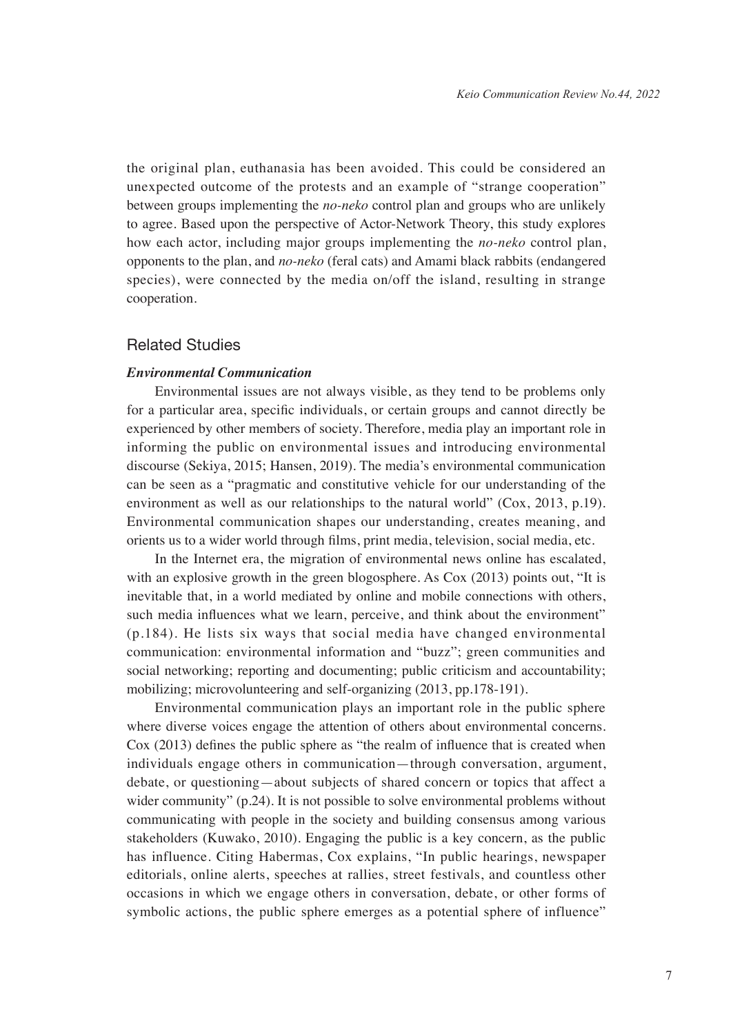the original plan, euthanasia has been avoided. This could be considered an unexpected outcome of the protests and an example of "strange cooperation" between groups implementing the *no-neko* control plan and groups who are unlikely to agree. Based upon the perspective of Actor-Network Theory, this study explores how each actor, including major groups implementing the *no-neko* control plan, opponents to the plan, and *no-neko* (feral cats) and Amami black rabbits (endangered species), were connected by the media on/off the island, resulting in strange cooperation.

## Related Studies

### *Environmental Communication*

Environmental issues are not always visible, as they tend to be problems only for a particular area, specific individuals, or certain groups and cannot directly be experienced by other members of society. Therefore, media play an important role in informing the public on environmental issues and introducing environmental discourse (Sekiya, 2015; Hansen, 2019). The media's environmental communication can be seen as a "pragmatic and constitutive vehicle for our understanding of the environment as well as our relationships to the natural world" (Cox, 2013, p.19). Environmental communication shapes our understanding, creates meaning, and orients us to a wider world through films, print media, television, social media, etc.

In the Internet era, the migration of environmental news online has escalated, with an explosive growth in the green blogosphere. As Cox (2013) points out, "It is inevitable that, in a world mediated by online and mobile connections with others, such media influences what we learn, perceive, and think about the environment" (p.184). He lists six ways that social media have changed environmental communication: environmental information and "buzz"; green communities and social networking; reporting and documenting; public criticism and accountability; mobilizing; microvolunteering and self-organizing (2013, pp.178-191).

Environmental communication plays an important role in the public sphere where diverse voices engage the attention of others about environmental concerns. Cox (2013) defines the public sphere as "the realm of influence that is created when individuals engage others in communication—through conversation, argument, debate, or questioning—about subjects of shared concern or topics that affect a wider community" (p.24). It is not possible to solve environmental problems without communicating with people in the society and building consensus among various stakeholders (Kuwako, 2010). Engaging the public is a key concern, as the public has influence. Citing Habermas, Cox explains, "In public hearings, newspaper editorials, online alerts, speeches at rallies, street festivals, and countless other occasions in which we engage others in conversation, debate, or other forms of symbolic actions, the public sphere emerges as a potential sphere of influence"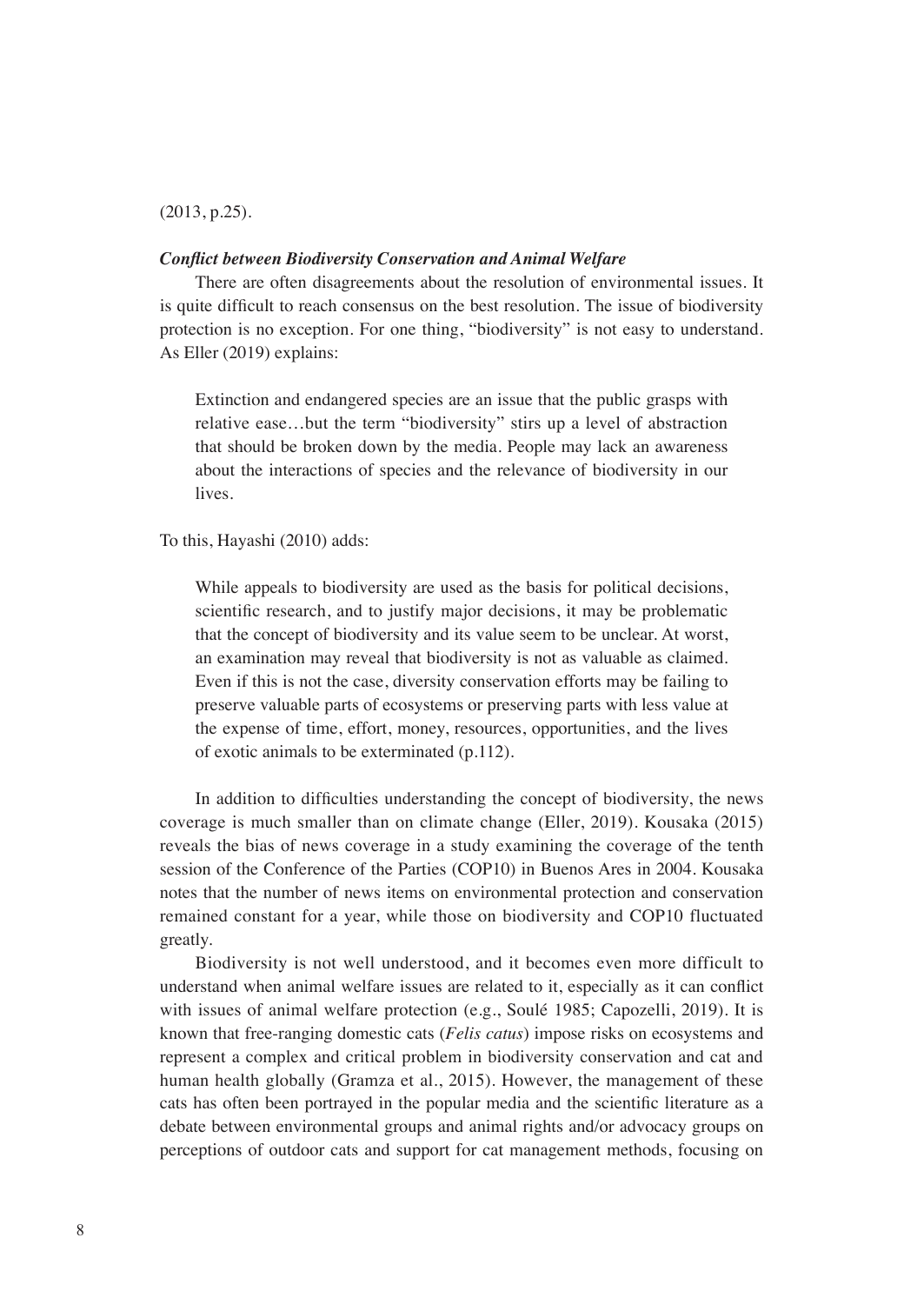(2013, p.25).

***Conflict between Biodiversity Conservation and Animal Welfare***

There are often disagreements about the resolution of environmental issues. It is quite difficult to reach consensus on the best resolution. The issue of biodiversity protection is no exception. For one thing, "biodiversity" is not easy to understand. As Eller (2019) explains:

> Extinction and endangered species are an issue that the public grasps with relative ease…but the term "biodiversity" stirs up a level of abstraction that should be broken down by the media. People may lack an awareness about the interactions of species and the relevance of biodiversity in our lives.

To this, Hayashi (2010) adds:

> While appeals to biodiversity are used as the basis for political decisions, scientific research, and to justify major decisions, it may be problematic that the concept of biodiversity and its value seem to be unclear. At worst, an examination may reveal that biodiversity is not as valuable as claimed. Even if this is not the case, diversity conservation efforts may be failing to preserve valuable parts of ecosystems or preserving parts with less value at the expense of time, effort, money, resources, opportunities, and the lives of exotic animals to be exterminated (p.112).

In addition to difficulties understanding the concept of biodiversity, the news coverage is much smaller than on climate change (Eller, 2019). Kousaka (2015) reveals the bias of news coverage in a study examining the coverage of the tenth session of the Conference of the Parties (COP10) in Buenos Ares in 2004. Kousaka notes that the number of news items on environmental protection and conservation remained constant for a year, while those on biodiversity and COP10 fluctuated greatly.

Biodiversity is not well understood, and it becomes even more difficult to understand when animal welfare issues are related to it, especially as it can conflict with issues of animal welfare protection (e.g., Soulé 1985; Capozelli, 2019). It is known that free-ranging domestic cats (*Felis catus*) impose risks on ecosystems and represent a complex and critical problem in biodiversity conservation and cat and human health globally (Gramza et al., 2015). However, the management of these cats has often been portrayed in the popular media and the scientific literature as a debate between environmental groups and animal rights and/or advocacy groups on perceptions of outdoor cats and support for cat management methods, focusing on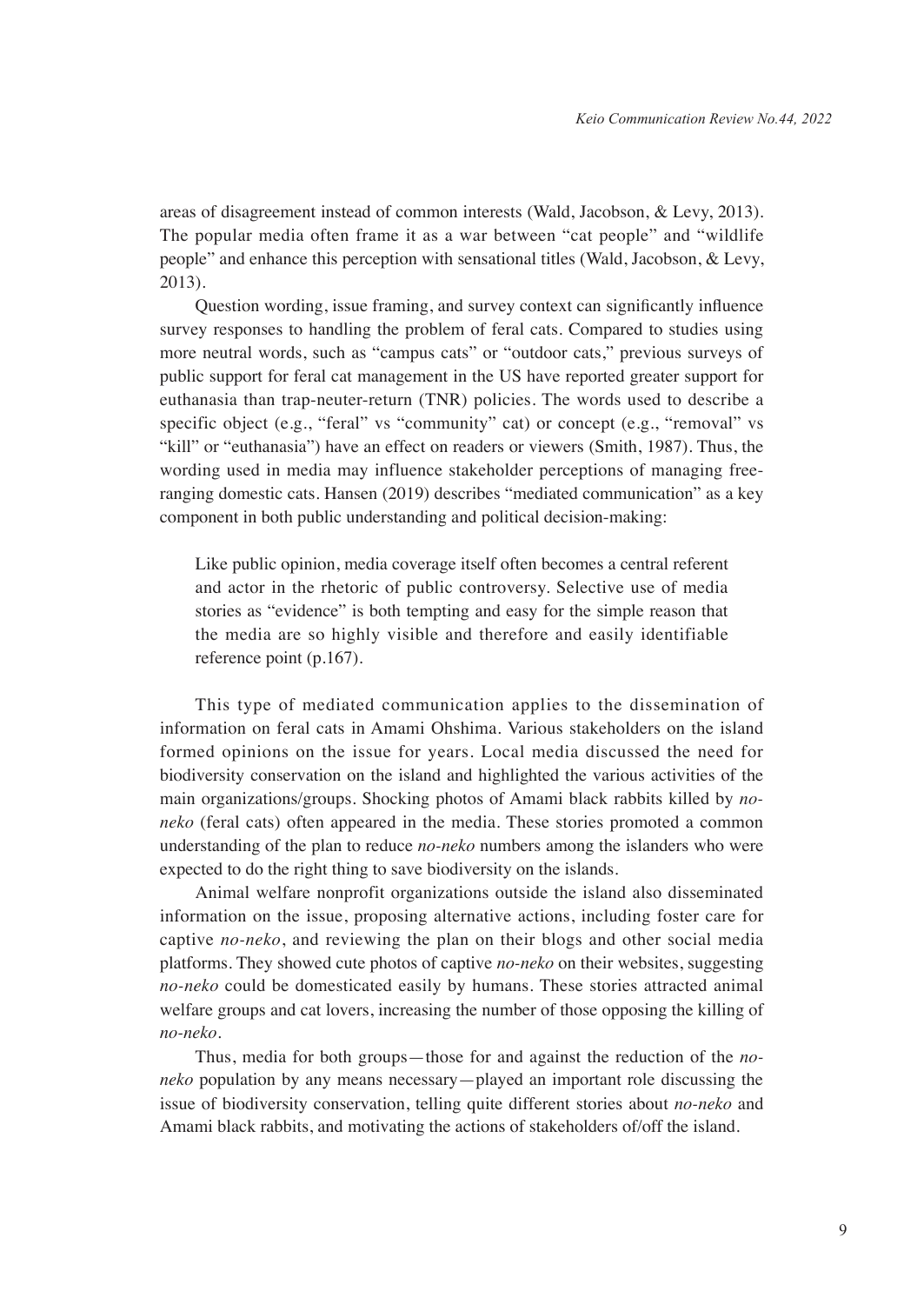areas of disagreement instead of common interests (Wald, Jacobson, & Levy, 2013). The popular media often frame it as a war between "cat people" and "wildlife people" and enhance this perception with sensational titles (Wald, Jacobson, & Levy, 2013).

Question wording, issue framing, and survey context can significantly influence survey responses to handling the problem of feral cats. Compared to studies using more neutral words, such as "campus cats" or "outdoor cats," previous surveys of public support for feral cat management in the US have reported greater support for euthanasia than trap-neuter-return (TNR) policies. The words used to describe a specific object (e.g., "feral" vs "community" cat) or concept (e.g., "removal" vs "kill" or "euthanasia") have an effect on readers or viewers (Smith, 1987). Thus, the wording used in media may influence stakeholder perceptions of managing free-ranging domestic cats. Hansen (2019) describes "mediated communication" as a key component in both public understanding and political decision-making:

> Like public opinion, media coverage itself often becomes a central referent and actor in the rhetoric of public controversy. Selective use of media stories as "evidence" is both tempting and easy for the simple reason that the media are so highly visible and therefore and easily identifiable reference point (p.167).

This type of mediated communication applies to the dissemination of information on feral cats in Amami Ohshima. Various stakeholders on the island formed opinions on the issue for years. Local media discussed the need for biodiversity conservation on the island and highlighted the various activities of the main organizations/groups. Shocking photos of Amami black rabbits killed by *no-neko* (feral cats) often appeared in the media. These stories promoted a common understanding of the plan to reduce *no-neko* numbers among the islanders who were expected to do the right thing to save biodiversity on the islands.

Animal welfare nonprofit organizations outside the island also disseminated information on the issue, proposing alternative actions, including foster care for captive *no-neko*, and reviewing the plan on their blogs and other social media platforms. They showed cute photos of captive *no-neko* on their websites, suggesting *no-neko* could be domesticated easily by humans. These stories attracted animal welfare groups and cat lovers, increasing the number of those opposing the killing of *no-neko*.

Thus, media for both groups—those for and against the reduction of the *no-neko* population by any means necessary—played an important role discussing the issue of biodiversity conservation, telling quite different stories about *no-neko* and Amami black rabbits, and motivating the actions of stakeholders of/off the island.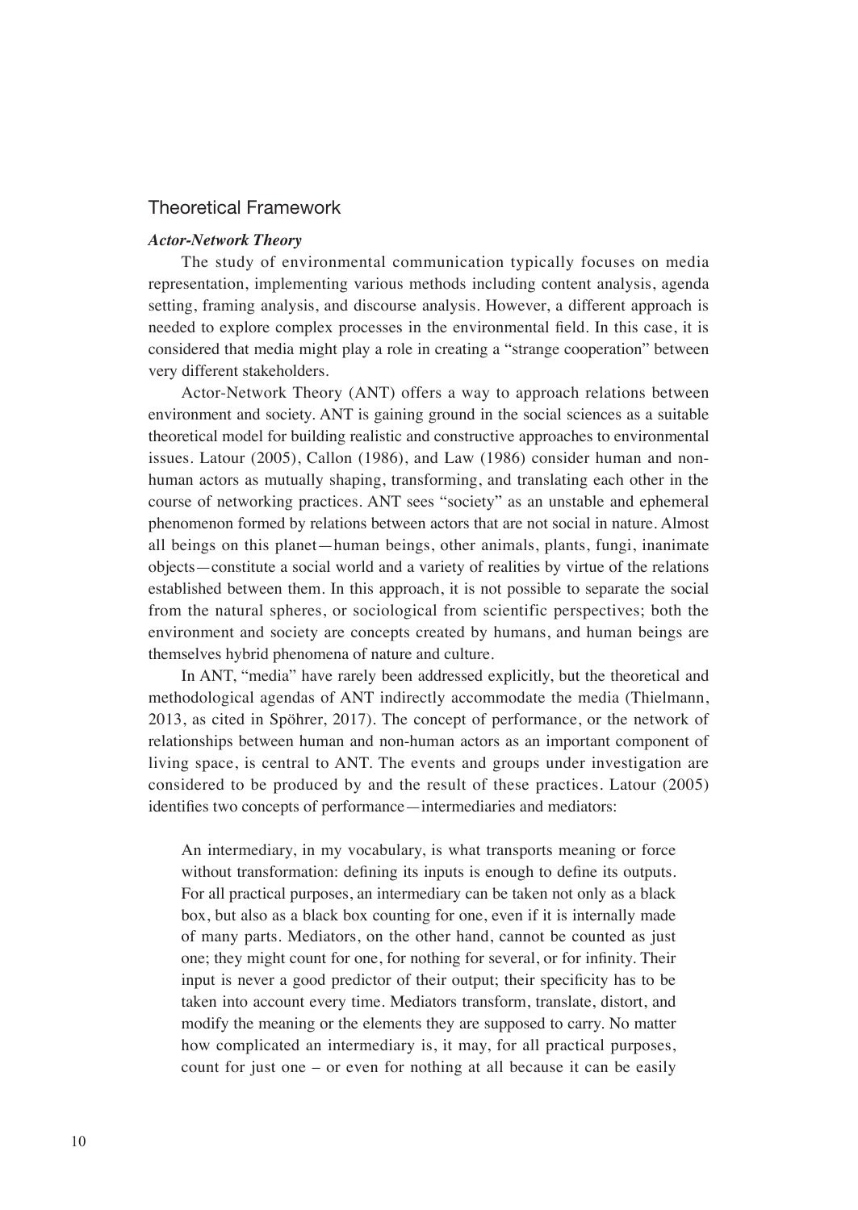## Theoretical Framework

### *Actor-Network Theory*

The study of environmental communication typically focuses on media representation, implementing various methods including content analysis, agenda setting, framing analysis, and discourse analysis. However, a different approach is needed to explore complex processes in the environmental field. In this case, it is considered that media might play a role in creating a "strange cooperation" between very different stakeholders.

Actor-Network Theory (ANT) offers a way to approach relations between environment and society. ANT is gaining ground in the social sciences as a suitable theoretical model for building realistic and constructive approaches to environmental issues. Latour (2005), Callon (1986), and Law (1986) consider human and non-human actors as mutually shaping, transforming, and translating each other in the course of networking practices. ANT sees "society" as an unstable and ephemeral phenomenon formed by relations between actors that are not social in nature. Almost all beings on this planet—human beings, other animals, plants, fungi, inanimate objects—constitute a social world and a variety of realities by virtue of the relations established between them. In this approach, it is not possible to separate the social from the natural spheres, or sociological from scientific perspectives; both the environment and society are concepts created by humans, and human beings are themselves hybrid phenomena of nature and culture.

In ANT, "media" have rarely been addressed explicitly, but the theoretical and methodological agendas of ANT indirectly accommodate the media (Thielmann, 2013, as cited in Spöhrer, 2017). The concept of performance, or the network of relationships between human and non-human actors as an important component of living space, is central to ANT. The events and groups under investigation are considered to be produced by and the result of these practices. Latour (2005) identifies two concepts of performance—intermediaries and mediators:

> An intermediary, in my vocabulary, is what transports meaning or force without transformation: defining its inputs is enough to define its outputs. For all practical purposes, an intermediary can be taken not only as a black box, but also as a black box counting for one, even if it is internally made of many parts. Mediators, on the other hand, cannot be counted as just one; they might count for one, for nothing for several, or for infinity. Their input is never a good predictor of their output; their specificity has to be taken into account every time. Mediators transform, translate, distort, and modify the meaning or the elements they are supposed to carry. No matter how complicated an intermediary is, it may, for all practical purposes, count for just one – or even for nothing at all because it can be easily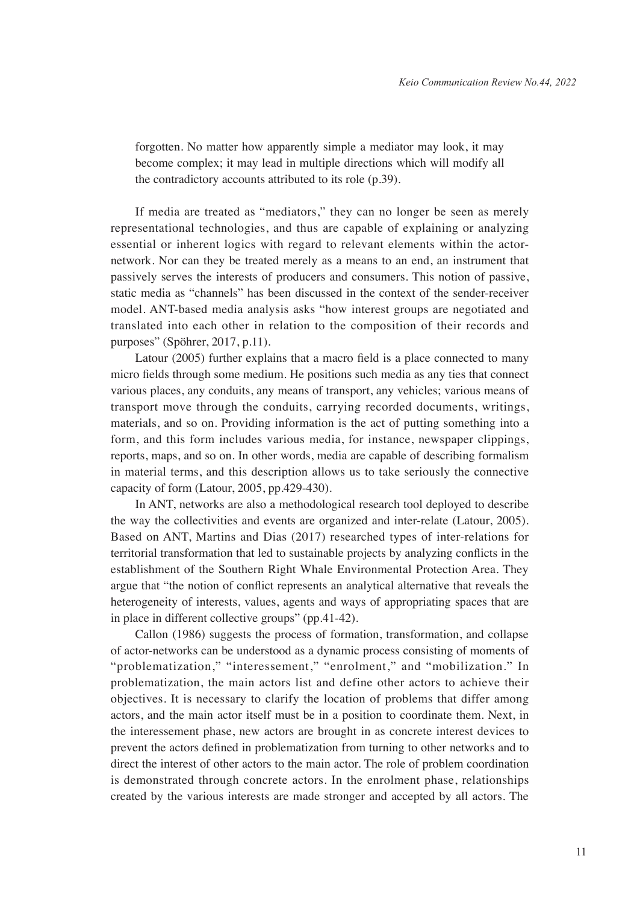forgotten. No matter how apparently simple a mediator may look, it may become complex; it may lead in multiple directions which will modify all the contradictory accounts attributed to its role (p.39).

If media are treated as "mediators," they can no longer be seen as merely representational technologies, and thus are capable of explaining or analyzing essential or inherent logics with regard to relevant elements within the actor-network. Nor can they be treated merely as a means to an end, an instrument that passively serves the interests of producers and consumers. This notion of passive, static media as "channels" has been discussed in the context of the sender-receiver model. ANT-based media analysis asks "how interest groups are negotiated and translated into each other in relation to the composition of their records and purposes" (Spöhrer, 2017, p.11).

Latour (2005) further explains that a macro field is a place connected to many micro fields through some medium. He positions such media as any ties that connect various places, any conduits, any means of transport, any vehicles; various means of transport move through the conduits, carrying recorded documents, writings, materials, and so on. Providing information is the act of putting something into a form, and this form includes various media, for instance, newspaper clippings, reports, maps, and so on. In other words, media are capable of describing formalism in material terms, and this description allows us to take seriously the connective capacity of form (Latour, 2005, pp.429-430).

In ANT, networks are also a methodological research tool deployed to describe the way the collectivities and events are organized and inter-relate (Latour, 2005). Based on ANT, Martins and Dias (2017) researched types of inter-relations for territorial transformation that led to sustainable projects by analyzing conflicts in the establishment of the Southern Right Whale Environmental Protection Area. They argue that "the notion of conflict represents an analytical alternative that reveals the heterogeneity of interests, values, agents and ways of appropriating spaces that are in place in different collective groups" (pp.41-42).

Callon (1986) suggests the process of formation, transformation, and collapse of actor-networks can be understood as a dynamic process consisting of moments of "problematization," "interessement," "enrolment," and "mobilization." In problematization, the main actors list and define other actors to achieve their objectives. It is necessary to clarify the location of problems that differ among actors, and the main actor itself must be in a position to coordinate them. Next, in the interessement phase, new actors are brought in as concrete interest devices to prevent the actors defined in problematization from turning to other networks and to direct the interest of other actors to the main actor. The role of problem coordination is demonstrated through concrete actors. In the enrolment phase, relationships created by the various interests are made stronger and accepted by all actors. The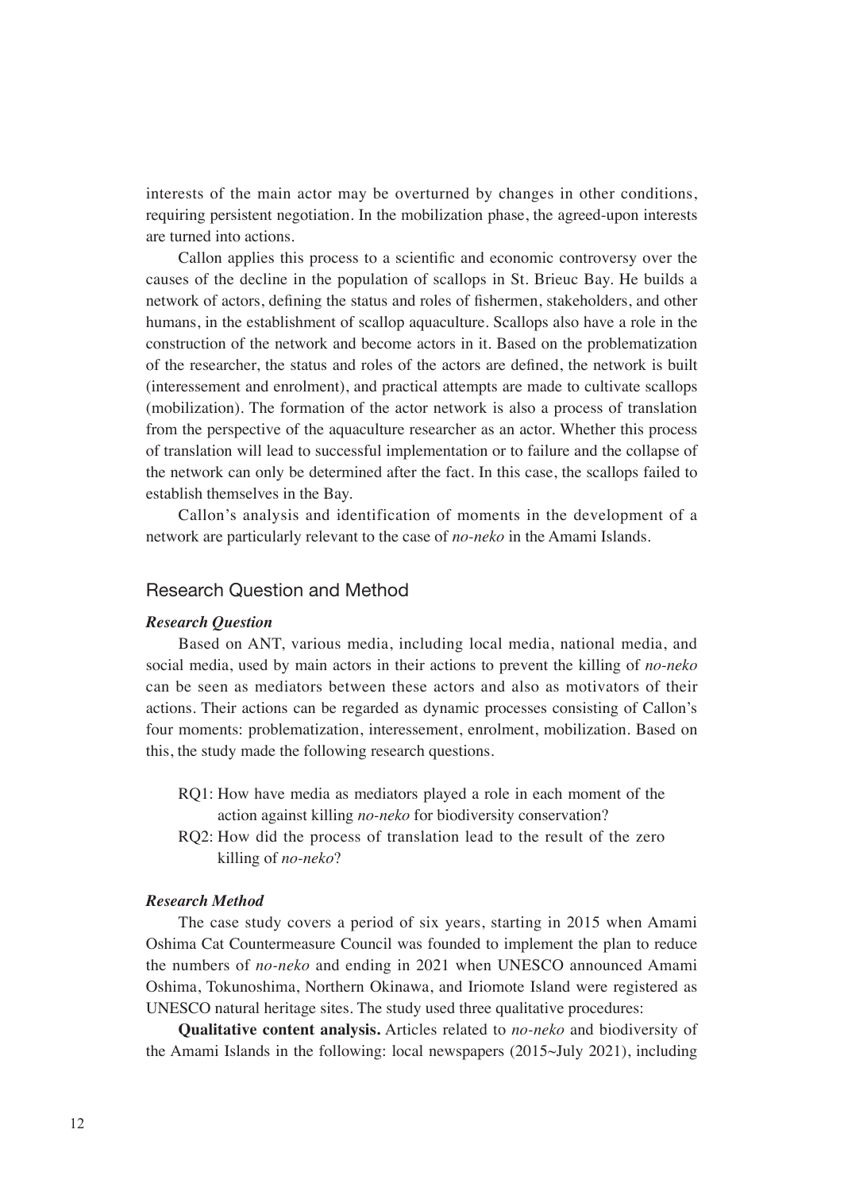interests of the main actor may be overturned by changes in other conditions, requiring persistent negotiation. In the mobilization phase, the agreed-upon interests are turned into actions.

Callon applies this process to a scientific and economic controversy over the causes of the decline in the population of scallops in St. Brieuc Bay. He builds a network of actors, defining the status and roles of fishermen, stakeholders, and other humans, in the establishment of scallop aquaculture. Scallops also have a role in the construction of the network and become actors in it. Based on the problematization of the researcher, the status and roles of the actors are defined, the network is built (interessement and enrolment), and practical attempts are made to cultivate scallops (mobilization). The formation of the actor network is also a process of translation from the perspective of the aquaculture researcher as an actor. Whether this process of translation will lead to successful implementation or to failure and the collapse of the network can only be determined after the fact. In this case, the scallops failed to establish themselves in the Bay.

Callon's analysis and identification of moments in the development of a network are particularly relevant to the case of *no-neko* in the Amami Islands.

## Research Question and Method

### *Research Question*

Based on ANT, various media, including local media, national media, and social media, used by main actors in their actions to prevent the killing of *no-neko* can be seen as mediators between these actors and also as motivators of their actions. Their actions can be regarded as dynamic processes consisting of Callon's four moments: problematization, interessement, enrolment, mobilization. Based on this, the study made the following research questions.

- RQ1: How have media as mediators played a role in each moment of the action against killing *no-neko* for biodiversity conservation?
- RQ2: How did the process of translation lead to the result of the zero killing of *no-neko*?

### *Research Method*

The case study covers a period of six years, starting in 2015 when Amami Oshima Cat Countermeasure Council was founded to implement the plan to reduce the numbers of *no-neko* and ending in 2021 when UNESCO announced Amami Oshima, Tokunoshima, Northern Okinawa, and Iriomote Island were registered as UNESCO natural heritage sites. The study used three qualitative procedures:

**Qualitative content analysis.** Articles related to *no-neko* and biodiversity of the Amami Islands in the following: local newspapers (2015~July 2021), including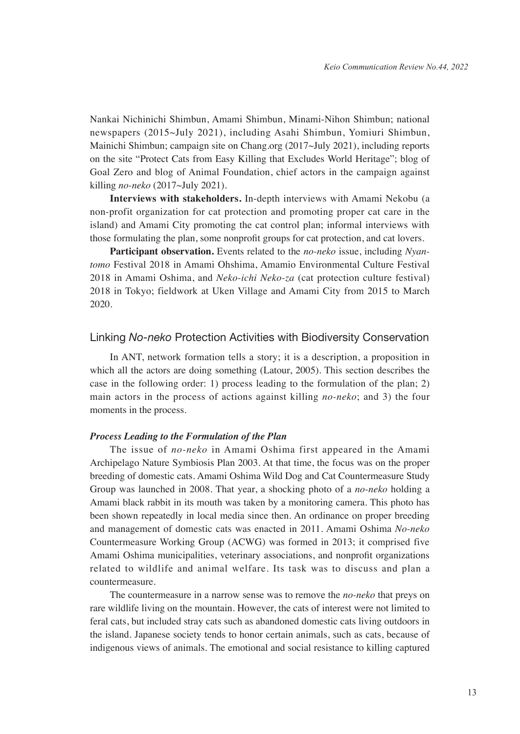Nankai Nichinichi Shimbun, Amami Shimbun, Minami-Nihon Shimbun; national newspapers (2015~July 2021), including Asahi Shimbun, Yomiuri Shimbun, Mainichi Shimbun; campaign site on Chang.org (2017~July 2021), including reports on the site "Protect Cats from Easy Killing that Excludes World Heritage"; blog of Goal Zero and blog of Animal Foundation, chief actors in the campaign against killing *no-neko* (2017~July 2021).

**Interviews with stakeholders.** In-depth interviews with Amami Nekobu (a non-profit organization for cat protection and promoting proper cat care in the island) and Amami City promoting the cat control plan; informal interviews with those formulating the plan, some nonprofit groups for cat protection, and cat lovers.

**Participant observation.** Events related to the *no-neko* issue, including *Nyantomo* Festival 2018 in Amami Ohshima, Amamio Environmental Culture Festival 2018 in Amami Oshima, and *Neko-ichi Neko-za* (cat protection culture festival) 2018 in Tokyo; fieldwork at Uken Village and Amami City from 2015 to March 2020.

## Linking *No-neko* Protection Activities with Biodiversity Conservation

In ANT, network formation tells a story; it is a description, a proposition in which all the actors are doing something (Latour, 2005). This section describes the case in the following order: 1) process leading to the formulation of the plan; 2) main actors in the process of actions against killing *no-neko*; and 3) the four moments in the process.

### *Process Leading to the Formulation of the Plan*

The issue of *no-neko* in Amami Oshima first appeared in the Amami Archipelago Nature Symbiosis Plan 2003. At that time, the focus was on the proper breeding of domestic cats. Amami Oshima Wild Dog and Cat Countermeasure Study Group was launched in 2008. That year, a shocking photo of a *no-neko* holding a Amami black rabbit in its mouth was taken by a monitoring camera. This photo has been shown repeatedly in local media since then. An ordinance on proper breeding and management of domestic cats was enacted in 2011. Amami Oshima *No-neko* Countermeasure Working Group (ACWG) was formed in 2013; it comprised five Amami Oshima municipalities, veterinary associations, and nonprofit organizations related to wildlife and animal welfare. Its task was to discuss and plan a countermeasure.

The countermeasure in a narrow sense was to remove the *no-neko* that preys on rare wildlife living on the mountain. However, the cats of interest were not limited to feral cats, but included stray cats such as abandoned domestic cats living outdoors in the island. Japanese society tends to honor certain animals, such as cats, because of indigenous views of animals. The emotional and social resistance to killing captured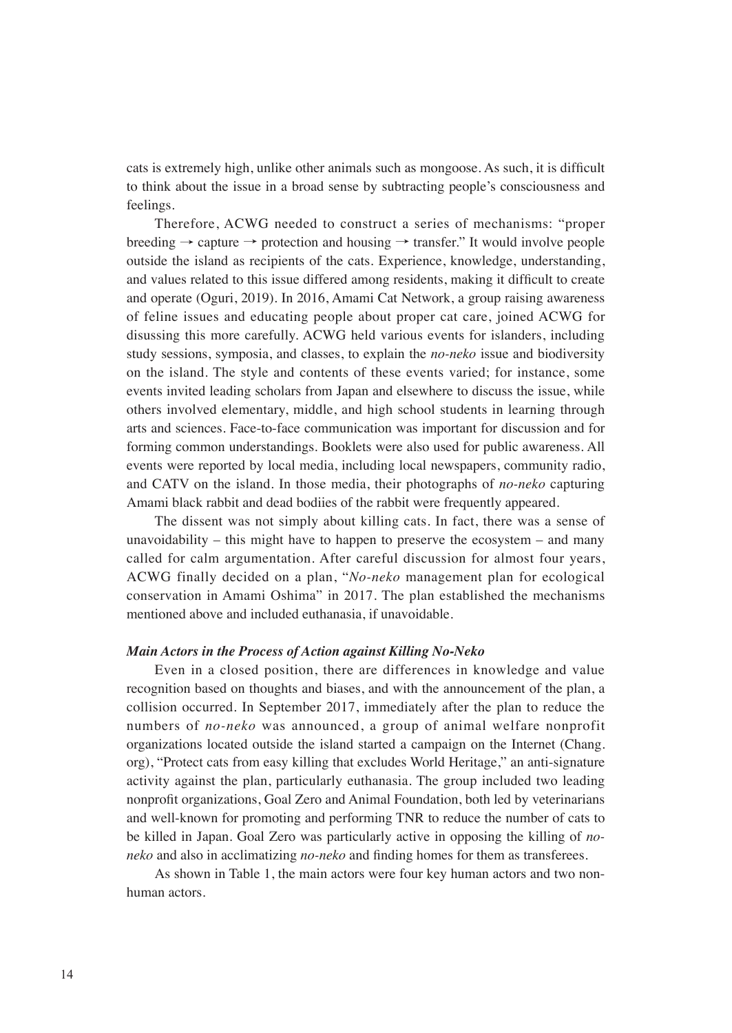cats is extremely high, unlike other animals such as mongoose. As such, it is difficult to think about the issue in a broad sense by subtracting people's consciousness and feelings.

Therefore, ACWG needed to construct a series of mechanisms: "proper breeding → capture → protection and housing → transfer." It would involve people outside the island as recipients of the cats. Experience, knowledge, understanding, and values related to this issue differed among residents, making it difficult to create and operate (Oguri, 2019). In 2016, Amami Cat Network, a group raising awareness of feline issues and educating people about proper cat care, joined ACWG for disussing this more carefully. ACWG held various events for islanders, including study sessions, symposia, and classes, to explain the *no-neko* issue and biodiversity on the island. The style and contents of these events varied; for instance, some events invited leading scholars from Japan and elsewhere to discuss the issue, while others involved elementary, middle, and high school students in learning through arts and sciences. Face-to-face communication was important for discussion and for forming common understandings. Booklets were also used for public awareness. All events were reported by local media, including local newspapers, community radio, and CATV on the island. In those media, their photographs of *no-neko* capturing Amami black rabbit and dead bodiies of the rabbit were frequently appeared.

The dissent was not simply about killing cats. In fact, there was a sense of unavoidability – this might have to happen to preserve the ecosystem – and many called for calm argumentation. After careful discussion for almost four years, ACWG finally decided on a plan, "*No-neko* management plan for ecological conservation in Amami Oshima" in 2017. The plan established the mechanisms mentioned above and included euthanasia, if unavoidable.

### *Main Actors in the Process of Action against Killing No-Neko*

Even in a closed position, there are differences in knowledge and value recognition based on thoughts and biases, and with the announcement of the plan, a collision occurred. In September 2017, immediately after the plan to reduce the numbers of *no-neko* was announced, a group of animal welfare nonprofit organizations located outside the island started a campaign on the Internet (Chang. org), "Protect cats from easy killing that excludes World Heritage," an anti-signature activity against the plan, particularly euthanasia. The group included two leading nonprofit organizations, Goal Zero and Animal Foundation, both led by veterinarians and well-known for promoting and performing TNR to reduce the number of cats to be killed in Japan. Goal Zero was particularly active in opposing the killing of *no-neko* and also in acclimatizing *no-neko* and finding homes for them as transferees.

As shown in Table 1, the main actors were four key human actors and two non-human actors.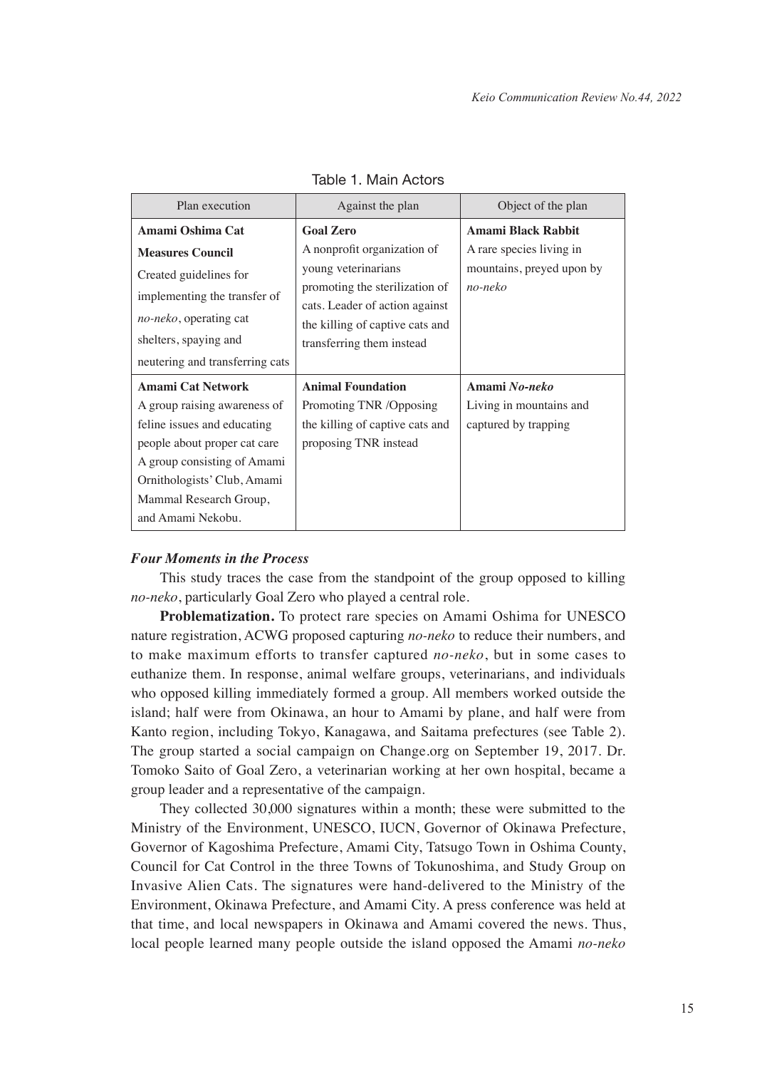Table 1. Main Actors

| Plan execution | Against the plan | Object of the plan |
| --- | --- | --- |
| **Amami Oshima Cat Measures Council** Created guidelines for implementing the transfer of *no-neko*, operating cat shelters, spaying and neutering and transferring cats | **Goal Zero** A nonprofit organization of young veterinarians promoting the sterilization of cats. Leader of action against the killing of captive cats and transferring them instead | **Amami Black Rabbit** A rare species living in mountains, preyed upon by *no-neko* |
| **Amami Cat Network** A group raising awareness of feline issues and educating people about proper cat care A group consisting of Amami Ornithologists' Club, Amami Mammal Research Group, and Amami Nekobu. | **Animal Foundation** Promoting TNR /Opposing the killing of captive cats and proposing TNR instead | **Amami *No-neko*** Living in mountains and captured by trapping |

### *Four Moments in the Process*

This study traces the case from the standpoint of the group opposed to killing *no-neko*, particularly Goal Zero who played a central role.

**Problematization.** To protect rare species on Amami Oshima for UNESCO nature registration, ACWG proposed capturing *no-neko* to reduce their numbers, and to make maximum efforts to transfer captured *no-neko*, but in some cases to euthanize them. In response, animal welfare groups, veterinarians, and individuals who opposed killing immediately formed a group. All members worked outside the island; half were from Okinawa, an hour to Amami by plane, and half were from Kanto region, including Tokyo, Kanagawa, and Saitama prefectures (see Table 2). The group started a social campaign on Change.org on September 19, 2017. Dr. Tomoko Saito of Goal Zero, a veterinarian working at her own hospital, became a group leader and a representative of the campaign.

They collected 30,000 signatures within a month; these were submitted to the Ministry of the Environment, UNESCO, IUCN, Governor of Okinawa Prefecture, Governor of Kagoshima Prefecture, Amami City, Tatsugo Town in Oshima County, Council for Cat Control in the three Towns of Tokunoshima, and Study Group on Invasive Alien Cats. The signatures were hand-delivered to the Ministry of the Environment, Okinawa Prefecture, and Amami City. A press conference was held at that time, and local newspapers in Okinawa and Amami covered the news. Thus, local people learned many people outside the island opposed the Amami *no-neko*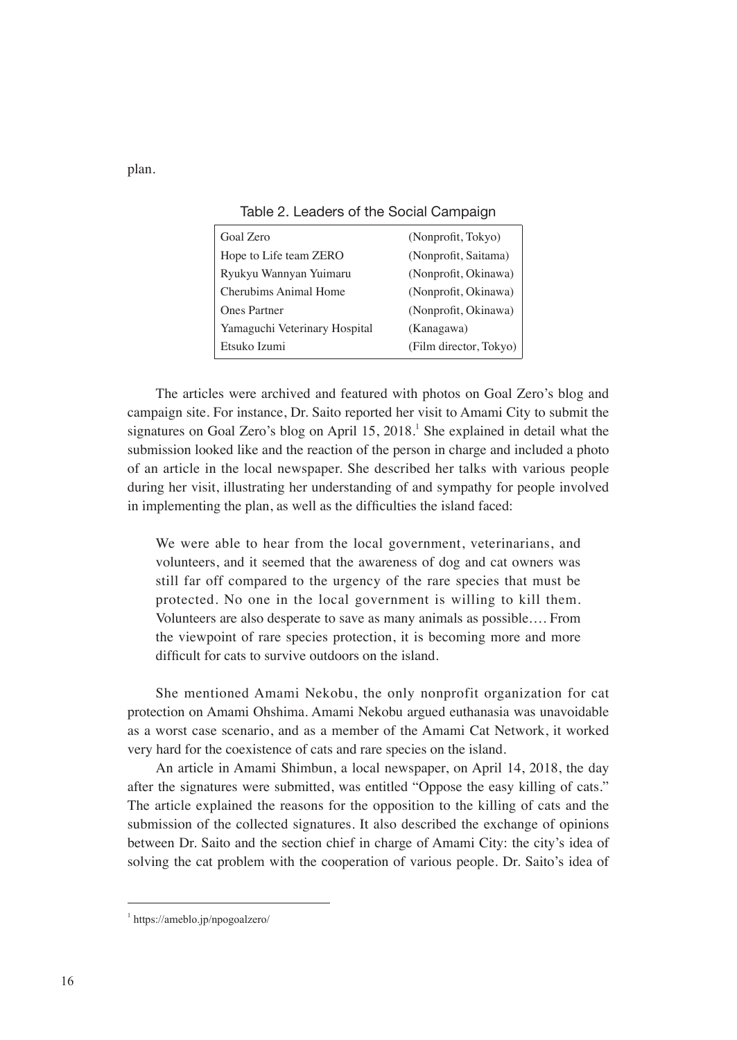plan.

Table 2. Leaders of the Social Campaign

| | |
|---|---|
| Goal Zero | (Nonprofit, Tokyo) |
| Hope to Life team ZERO | (Nonprofit, Saitama) |
| Ryukyu Wannyan Yuimaru | (Nonprofit, Okinawa) |
| Cherubims Animal Home | (Nonprofit, Okinawa) |
| Ones Partner | (Nonprofit, Okinawa) |
| Yamaguchi Veterinary Hospital | (Kanagawa) |
| Etsuko Izumi | (Film director, Tokyo) |

The articles were archived and featured with photos on Goal Zero's blog and campaign site. For instance, Dr. Saito reported her visit to Amami City to submit the signatures on Goal Zero's blog on April 15, 2018.[1] She explained in detail what the submission looked like and the reaction of the person in charge and included a photo of an article in the local newspaper. She described her talks with various people during her visit, illustrating her understanding of and sympathy for people involved in implementing the plan, as well as the difficulties the island faced:

> We were able to hear from the local government, veterinarians, and volunteers, and it seemed that the awareness of dog and cat owners was still far off compared to the urgency of the rare species that must be protected. No one in the local government is willing to kill them. Volunteers are also desperate to save as many animals as possible.… From the viewpoint of rare species protection, it is becoming more and more difficult for cats to survive outdoors on the island.

She mentioned Amami Nekobu, the only nonprofit organization for cat protection on Amami Ohshima. Amami Nekobu argued euthanasia was unavoidable as a worst case scenario, and as a member of the Amami Cat Network, it worked very hard for the coexistence of cats and rare species on the island.

An article in Amami Shimbun, a local newspaper, on April 14, 2018, the day after the signatures were submitted, was entitled "Oppose the easy killing of cats." The article explained the reasons for the opposition to the killing of cats and the submission of the collected signatures. It also described the exchange of opinions between Dr. Saito and the section chief in charge of Amami City: the city's idea of solving the cat problem with the cooperation of various people. Dr. Saito's idea of

[1] https://ameblo.jp/npogoalzero/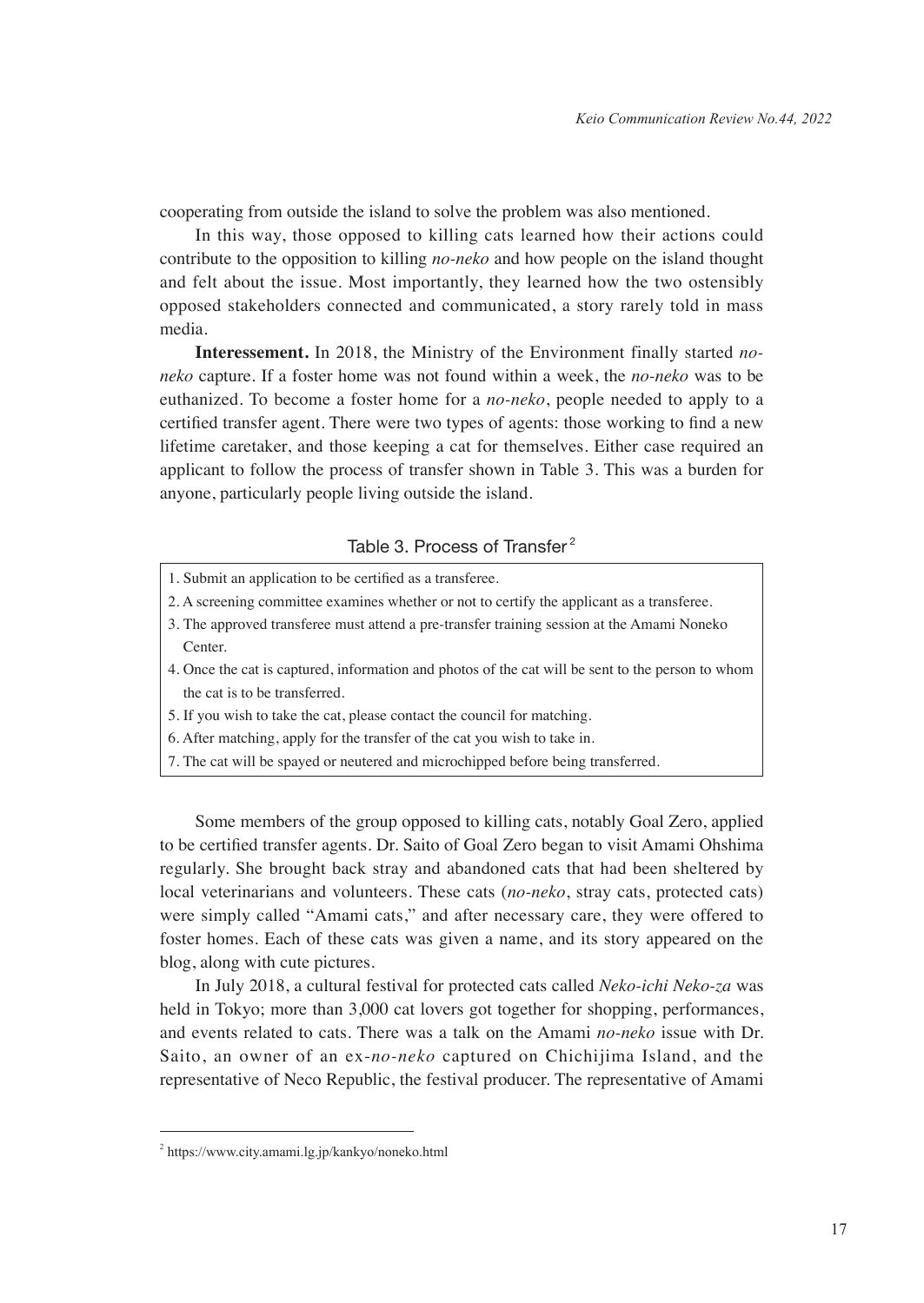cooperating from outside the island to solve the problem was also mentioned.

In this way, those opposed to killing cats learned how their actions could contribute to the opposition to killing *no-neko* and how people on the island thought and felt about the issue. Most importantly, they learned how the two ostensibly opposed stakeholders connected and communicated, a story rarely told in mass media.

**Interessement.** In 2018, the Ministry of the Environment finally started *no-neko* capture. If a foster home was not found within a week, the *no-neko* was to be euthanized. To become a foster home for a *no-neko*, people needed to apply to a certified transfer agent. There were two types of agents: those working to find a new lifetime caretaker, and those keeping a cat for themselves. Either case required an applicant to follow the process of transfer shown in Table 3. This was a burden for anyone, particularly people living outside the island.

Table 3. Process of Transfer[2]

| |
|---|
| 1. Submit an application to be certified as a transferee. |
| 2. A screening committee examines whether or not to certify the applicant as a transferee. |
| 3. The approved transferee must attend a pre-transfer training session at the Amami Noneko Center. |
| 4. Once the cat is captured, information and photos of the cat will be sent to the person to whom the cat is to be transferred. |
| 5. If you wish to take the cat, please contact the council for matching. |
| 6. After matching, apply for the transfer of the cat you wish to take in. |
| 7. The cat will be spayed or neutered and microchipped before being transferred. |

Some members of the group opposed to killing cats, notably Goal Zero, applied to be certified transfer agents. Dr. Saito of Goal Zero began to visit Amami Ohshima regularly. She brought back stray and abandoned cats that had been sheltered by local veterinarians and volunteers. These cats (*no-neko*, stray cats, protected cats) were simply called "Amami cats," and after necessary care, they were offered to foster homes. Each of these cats was given a name, and its story appeared on the blog, along with cute pictures.

In July 2018, a cultural festival for protected cats called *Neko-ichi Neko-za* was held in Tokyo; more than 3,000 cat lovers got together for shopping, performances, and events related to cats. There was a talk on the Amami *no-neko* issue with Dr. Saito, an owner of an ex-*no-neko* captured on Chichijima Island, and the representative of Neco Republic, the festival producer. The representative of Amami

[2] https://www.city.amami.lg.jp/kankyo/noneko.html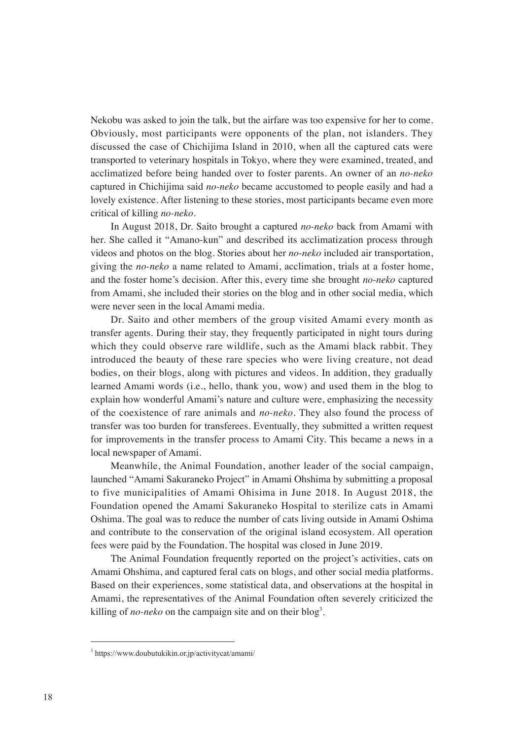Nekobu was asked to join the talk, but the airfare was too expensive for her to come. Obviously, most participants were opponents of the plan, not islanders. They discussed the case of Chichijima Island in 2010, when all the captured cats were transported to veterinary hospitals in Tokyo, where they were examined, treated, and acclimatized before being handed over to foster parents. An owner of an *no-neko* captured in Chichijima said *no-neko* became accustomed to people easily and had a lovely existence. After listening to these stories, most participants became even more critical of killing *no-neko*.

In August 2018, Dr. Saito brought a captured *no-neko* back from Amami with her. She called it "Amano-kun" and described its acclimatization process through videos and photos on the blog. Stories about her *no-neko* included air transportation, giving the *no-neko* a name related to Amami, acclimation, trials at a foster home, and the foster home's decision. After this, every time she brought *no-neko* captured from Amami, she included their stories on the blog and in other social media, which were never seen in the local Amami media.

Dr. Saito and other members of the group visited Amami every month as transfer agents. During their stay, they frequently participated in night tours during which they could observe rare wildlife, such as the Amami black rabbit. They introduced the beauty of these rare species who were living creature, not dead bodies, on their blogs, along with pictures and videos. In addition, they gradually learned Amami words (i.e., hello, thank you, wow) and used them in the blog to explain how wonderful Amami's nature and culture were, emphasizing the necessity of the coexistence of rare animals and *no-neko*. They also found the process of transfer was too burden for transferees. Eventually, they submitted a written request for improvements in the transfer process to Amami City. This became a news in a local newspaper of Amami.

Meanwhile, the Animal Foundation, another leader of the social campaign, launched "Amami Sakuraneko Project" in Amami Ohshima by submitting a proposal to five municipalities of Amami Ohisima in June 2018. In August 2018, the Foundation opened the Amami Sakuraneko Hospital to sterilize cats in Amami Oshima. The goal was to reduce the number of cats living outside in Amami Oshima and contribute to the conservation of the original island ecosystem. All operation fees were paid by the Foundation. The hospital was closed in June 2019.

The Animal Foundation frequently reported on the project's activities, cats on Amami Ohshima, and captured feral cats on blogs, and other social media platforms. Based on their experiences, some statistical data, and observations at the hospital in Amami, the representatives of the Animal Foundation often severely criticized the killing of *no-neko* on the campaign site and on their blog[3].

---

[3] https://www.doubutukikin.or.jp/activitycat/amami/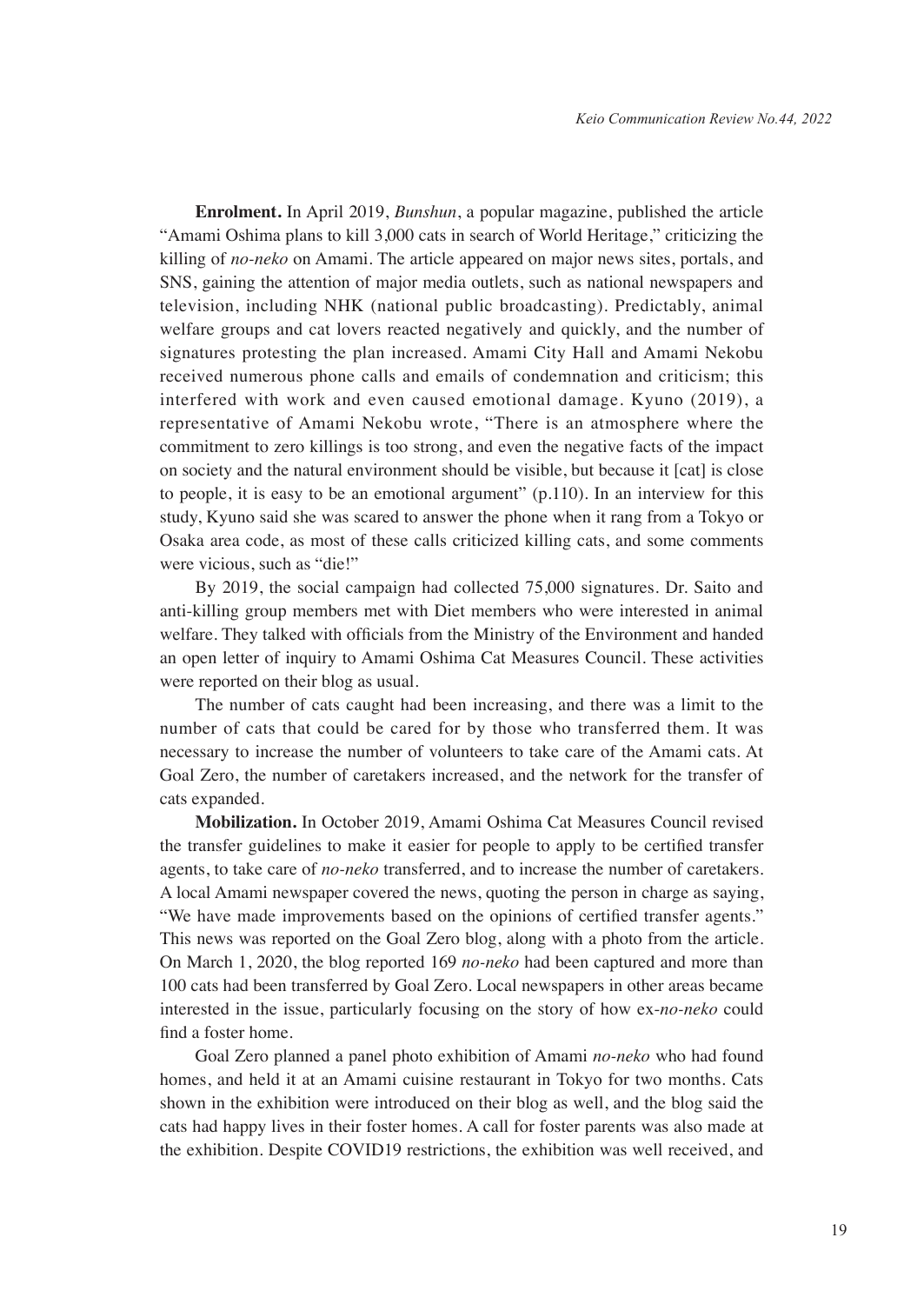**Enrolment.** In April 2019, *Bunshun*, a popular magazine, published the article "Amami Oshima plans to kill 3,000 cats in search of World Heritage," criticizing the killing of *no-neko* on Amami. The article appeared on major news sites, portals, and SNS, gaining the attention of major media outlets, such as national newspapers and television, including NHK (national public broadcasting). Predictably, animal welfare groups and cat lovers reacted negatively and quickly, and the number of signatures protesting the plan increased. Amami City Hall and Amami Nekobu received numerous phone calls and emails of condemnation and criticism; this interfered with work and even caused emotional damage. Kyuno (2019), a representative of Amami Nekobu wrote, "There is an atmosphere where the commitment to zero killings is too strong, and even the negative facts of the impact on society and the natural environment should be visible, but because it [cat] is close to people, it is easy to be an emotional argument" (p.110). In an interview for this study, Kyuno said she was scared to answer the phone when it rang from a Tokyo or Osaka area code, as most of these calls criticized killing cats, and some comments were vicious, such as "die!"

By 2019, the social campaign had collected 75,000 signatures. Dr. Saito and anti-killing group members met with Diet members who were interested in animal welfare. They talked with officials from the Ministry of the Environment and handed an open letter of inquiry to Amami Oshima Cat Measures Council. These activities were reported on their blog as usual.

The number of cats caught had been increasing, and there was a limit to the number of cats that could be cared for by those who transferred them. It was necessary to increase the number of volunteers to take care of the Amami cats. At Goal Zero, the number of caretakers increased, and the network for the transfer of cats expanded.

**Mobilization.** In October 2019, Amami Oshima Cat Measures Council revised the transfer guidelines to make it easier for people to apply to be certified transfer agents, to take care of *no-neko* transferred, and to increase the number of caretakers. A local Amami newspaper covered the news, quoting the person in charge as saying, "We have made improvements based on the opinions of certified transfer agents." This news was reported on the Goal Zero blog, along with a photo from the article. On March 1, 2020, the blog reported 169 *no-neko* had been captured and more than 100 cats had been transferred by Goal Zero. Local newspapers in other areas became interested in the issue, particularly focusing on the story of how ex-*no-neko* could find a foster home.

Goal Zero planned a panel photo exhibition of Amami *no-neko* who had found homes, and held it at an Amami cuisine restaurant in Tokyo for two months. Cats shown in the exhibition were introduced on their blog as well, and the blog said the cats had happy lives in their foster homes. A call for foster parents was also made at the exhibition. Despite COVID19 restrictions, the exhibition was well received, and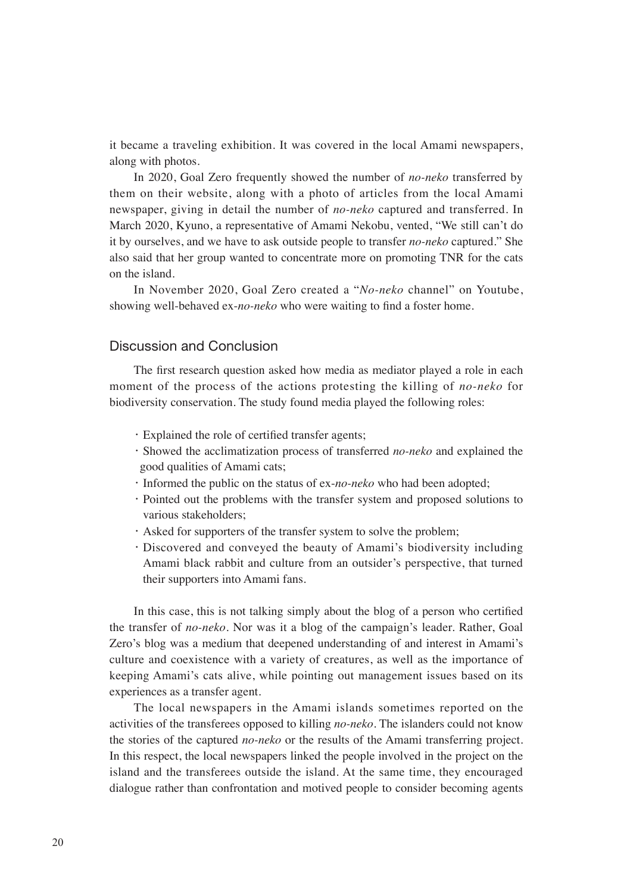it became a traveling exhibition. It was covered in the local Amami newspapers, along with photos.

In 2020, Goal Zero frequently showed the number of *no-neko* transferred by them on their website, along with a photo of articles from the local Amami newspaper, giving in detail the number of *no-neko* captured and transferred. In March 2020, Kyuno, a representative of Amami Nekobu, vented, "We still can't do it by ourselves, and we have to ask outside people to transfer *no-neko* captured." She also said that her group wanted to concentrate more on promoting TNR for the cats on the island.

In November 2020, Goal Zero created a "*No-neko* channel" on Youtube, showing well-behaved ex-*no-neko* who were waiting to find a foster home.

## Discussion and Conclusion

The first research question asked how media as mediator played a role in each moment of the process of the actions protesting the killing of *no-neko* for biodiversity conservation. The study found media played the following roles:

- Explained the role of certified transfer agents;
- Showed the acclimatization process of transferred *no-neko* and explained the good qualities of Amami cats;
- Informed the public on the status of ex-*no-neko* who had been adopted;
- Pointed out the problems with the transfer system and proposed solutions to various stakeholders;
- Asked for supporters of the transfer system to solve the problem;
- Discovered and conveyed the beauty of Amami's biodiversity including Amami black rabbit and culture from an outsider's perspective, that turned their supporters into Amami fans.

In this case, this is not talking simply about the blog of a person who certified the transfer of *no-neko*. Nor was it a blog of the campaign's leader. Rather, Goal Zero's blog was a medium that deepened understanding of and interest in Amami's culture and coexistence with a variety of creatures, as well as the importance of keeping Amami's cats alive, while pointing out management issues based on its experiences as a transfer agent.

The local newspapers in the Amami islands sometimes reported on the activities of the transferees opposed to killing *no-neko*. The islanders could not know the stories of the captured *no-neko* or the results of the Amami transferring project. In this respect, the local newspapers linked the people involved in the project on the island and the transferees outside the island. At the same time, they encouraged dialogue rather than confrontation and motived people to consider becoming agents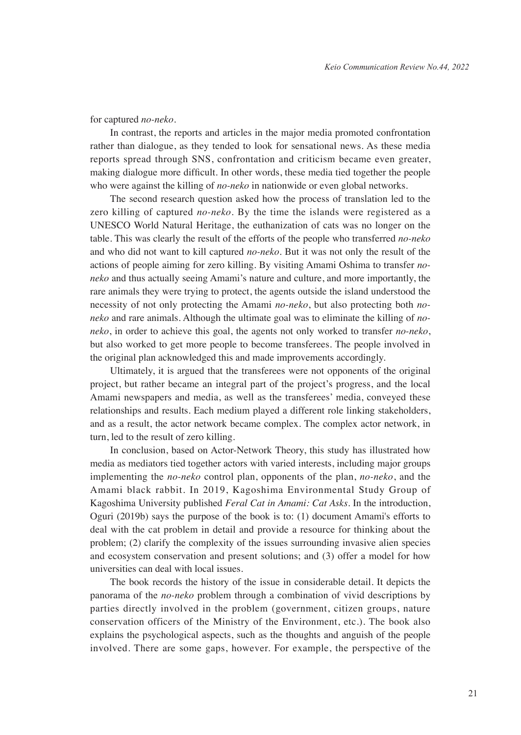for captured *no-neko*.

In contrast, the reports and articles in the major media promoted confrontation rather than dialogue, as they tended to look for sensational news. As these media reports spread through SNS, confrontation and criticism became even greater, making dialogue more difficult. In other words, these media tied together the people who were against the killing of *no-neko* in nationwide or even global networks.

The second research question asked how the process of translation led to the zero killing of captured *no-neko*. By the time the islands were registered as a UNESCO World Natural Heritage, the euthanization of cats was no longer on the table. This was clearly the result of the efforts of the people who transferred *no-neko* and who did not want to kill captured *no-neko*. But it was not only the result of the actions of people aiming for zero killing. By visiting Amami Oshima to transfer *no-neko* and thus actually seeing Amami's nature and culture, and more importantly, the rare animals they were trying to protect, the agents outside the island understood the necessity of not only protecting the Amami *no-neko*, but also protecting both *no-neko* and rare animals. Although the ultimate goal was to eliminate the killing of *no-neko*, in order to achieve this goal, the agents not only worked to transfer *no-neko*, but also worked to get more people to become transferees. The people involved in the original plan acknowledged this and made improvements accordingly.

Ultimately, it is argued that the transferees were not opponents of the original project, but rather became an integral part of the project's progress, and the local Amami newspapers and media, as well as the transferees' media, conveyed these relationships and results. Each medium played a different role linking stakeholders, and as a result, the actor network became complex. The complex actor network, in turn, led to the result of zero killing.

In conclusion, based on Actor-Network Theory, this study has illustrated how media as mediators tied together actors with varied interests, including major groups implementing the *no-neko* control plan, opponents of the plan, *no-neko*, and the Amami black rabbit. In 2019, Kagoshima Environmental Study Group of Kagoshima University published *Feral Cat in Amami: Cat Asks*. In the introduction, Oguri (2019b) says the purpose of the book is to: (1) document Amami's efforts to deal with the cat problem in detail and provide a resource for thinking about the problem; (2) clarify the complexity of the issues surrounding invasive alien species and ecosystem conservation and present solutions; and (3) offer a model for how universities can deal with local issues.

The book records the history of the issue in considerable detail. It depicts the panorama of the *no-neko* problem through a combination of vivid descriptions by parties directly involved in the problem (government, citizen groups, nature conservation officers of the Ministry of the Environment, etc.). The book also explains the psychological aspects, such as the thoughts and anguish of the people involved. There are some gaps, however. For example, the perspective of the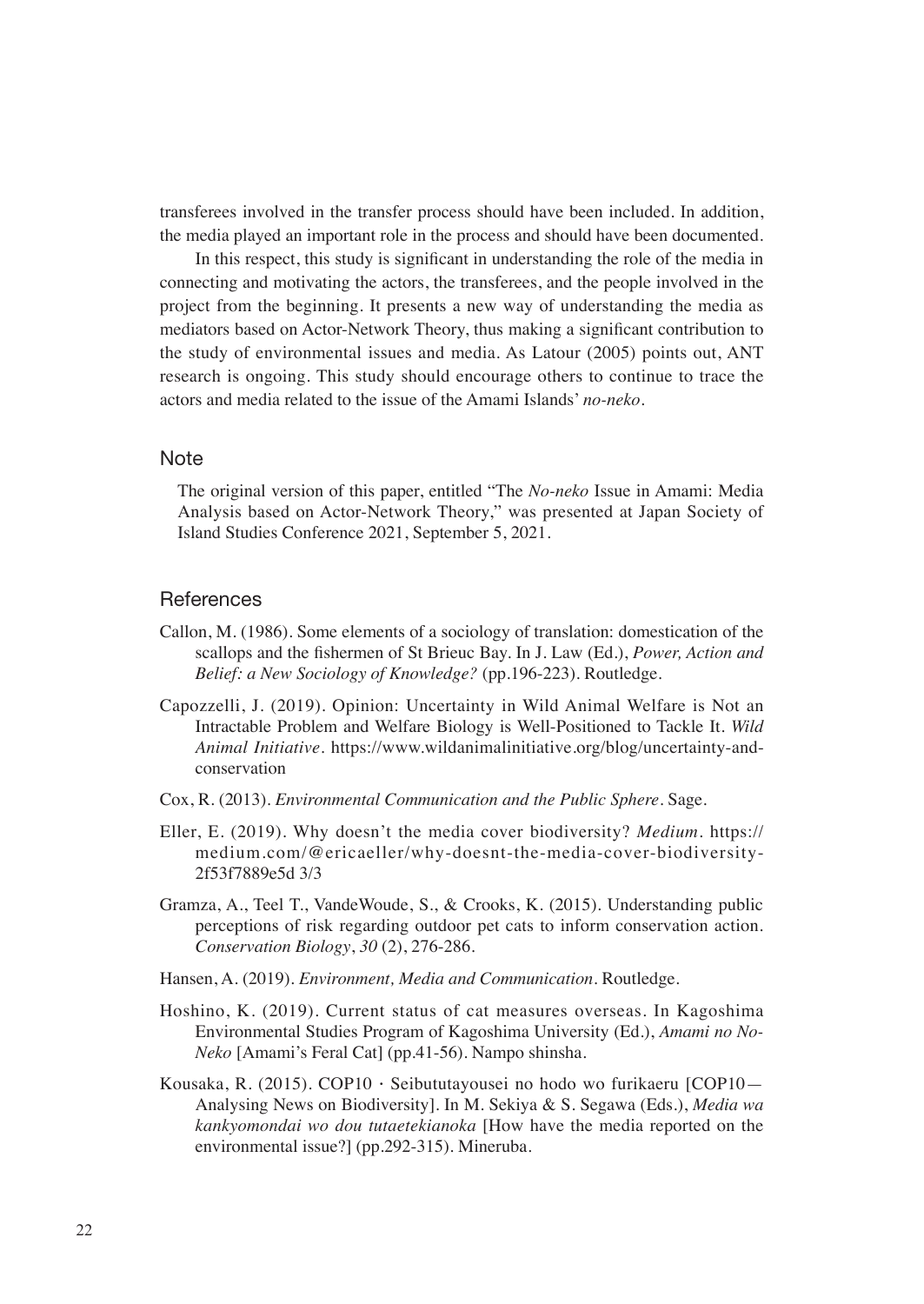transferees involved in the transfer process should have been included. In addition, the media played an important role in the process and should have been documented.

In this respect, this study is significant in understanding the role of the media in connecting and motivating the actors, the transferees, and the people involved in the project from the beginning. It presents a new way of understanding the media as mediators based on Actor-Network Theory, thus making a significant contribution to the study of environmental issues and media. As Latour (2005) points out, ANT research is ongoing. This study should encourage others to continue to trace the actors and media related to the issue of the Amami Islands' *no-neko*.

## Note

The original version of this paper, entitled "The *No-neko* Issue in Amami: Media Analysis based on Actor-Network Theory," was presented at Japan Society of Island Studies Conference 2021, September 5, 2021.

## References

Callon, M. (1986). Some elements of a sociology of translation: domestication of the scallops and the fishermen of St Brieuc Bay. In J. Law (Ed.), *Power, Action and Belief: a New Sociology of Knowledge?* (pp.196-223). Routledge.

Capozzelli, J. (2019). Opinion: Uncertainty in Wild Animal Welfare is Not an Intractable Problem and Welfare Biology is Well-Positioned to Tackle It. *Wild Animal Initiative*. https://www.wildanimalinitiative.org/blog/uncertainty-and-conservation

Cox, R. (2013). *Environmental Communication and the Public Sphere*. Sage.

Eller, E. (2019). Why doesn't the media cover biodiversity? *Medium*. https://medium.com/@ericaeller/why-doesnt-the-media-cover-biodiversity-2f53f7889e5d 3/3

Gramza, A., Teel T., VandeWoude, S., & Crooks, K. (2015). Understanding public perceptions of risk regarding outdoor pet cats to inform conservation action. *Conservation Biology*, *30* (2), 276-286.

Hansen, A. (2019). *Environment, Media and Communication*. Routledge.

Hoshino, K. (2019). Current status of cat measures overseas. In Kagoshima Environmental Studies Program of Kagoshima University (Ed.), *Amami no No-Neko* [Amami's Feral Cat] (pp.41-56). Nampo shinsha.

Kousaka, R. (2015). COP10・Seibututayousei no hodo wo furikaeru [COP10—Analysing News on Biodiversity]. In M. Sekiya & S. Segawa (Eds.), *Media wa kankyomondai wo dou tutaetekianoka* [How have the media reported on the environmental issue?] (pp.292-315). Mineruba.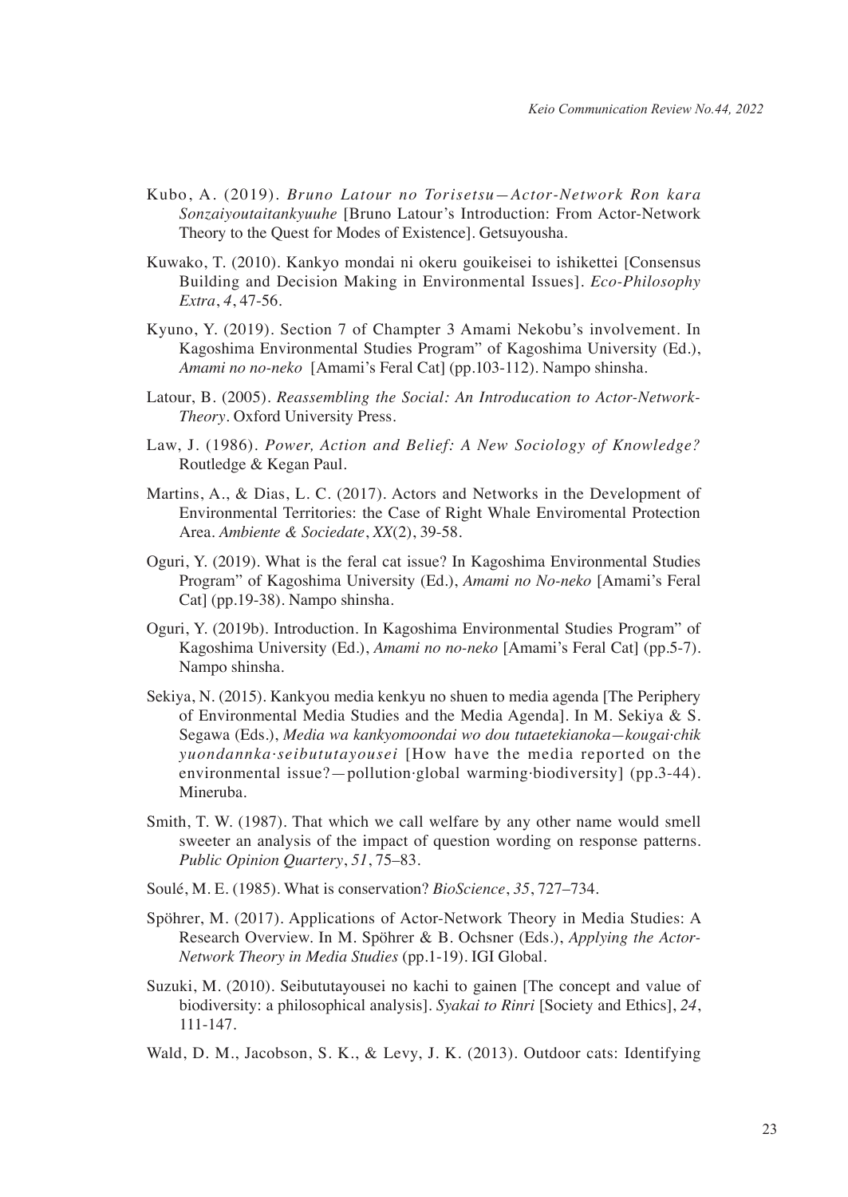Kubo, A. (2019). *Bruno Latour no Torisetsu—Actor-Network Ron kara Sonzaiyoutaitankyuuhe* [Bruno Latour's Introduction: From Actor-Network Theory to the Quest for Modes of Existence]. Getsuyousha.

Kuwako, T. (2010). Kankyo mondai ni okeru gouikeisei to ishikettei [Consensus Building and Decision Making in Environmental Issues]. *Eco-Philosophy Extra*, *4*, 47-56.

Kyuno, Y. (2019). Section 7 of Champter 3 Amami Nekobu's involvement. In Kagoshima Environmental Studies Program" of Kagoshima University (Ed.), *Amami no no-neko* [Amami's Feral Cat] (pp.103-112). Nampo shinsha.

Latour, B. (2005). *Reassembling the Social: An Introducation to Actor-Network-Theory*. Oxford University Press.

Law, J. (1986). *Power, Action and Belief: A New Sociology of Knowledge?* Routledge & Kegan Paul.

Martins, A., & Dias, L. C. (2017). Actors and Networks in the Development of Environmental Territories: the Case of Right Whale Enviromental Protection Area. *Ambiente & Sociedate*, *XX*(2), 39-58.

Oguri, Y. (2019). What is the feral cat issue? In Kagoshima Environmental Studies Program" of Kagoshima University (Ed.), *Amami no No-neko* [Amami's Feral Cat] (pp.19-38). Nampo shinsha.

Oguri, Y. (2019b). Introduction. In Kagoshima Environmental Studies Program" of Kagoshima University (Ed.), *Amami no no-neko* [Amami's Feral Cat] (pp.5-7). Nampo shinsha.

Sekiya, N. (2015). Kankyou media kenkyu no shuen to media agenda [The Periphery of Environmental Media Studies and the Media Agenda]. In M. Sekiya & S. Segawa (Eds.), *Media wa kankyomoondai wo dou tutaetekianoka—kougai·chikyuondannka·seibututayousei* [How have the media reported on the environmental issue?—pollution·global warming·biodiversity] (pp.3-44). Mineruba.

Smith, T. W. (1987). That which we call welfare by any other name would smell sweeter an analysis of the impact of question wording on response patterns. *Public Opinion Quarterly*, *51*, 75–83.

Soulé, M. E. (1985). What is conservation? *BioScience*, *35*, 727–734.

Spöhrer, M. (2017). Applications of Actor-Network Theory in Media Studies: A Research Overview. In M. Spöhrer & B. Ochsner (Eds.), *Applying the Actor-Network Theory in Media Studies* (pp.1-19). IGI Global.

Suzuki, M. (2010). Seibututayousei no kachi to gainen [The concept and value of biodiversity: a philosophical analysis]. *Syakai to Rinri* [Society and Ethics], *24*, 111-147.

Wald, D. M., Jacobson, S. K., & Levy, J. K. (2013). Outdoor cats: Identifying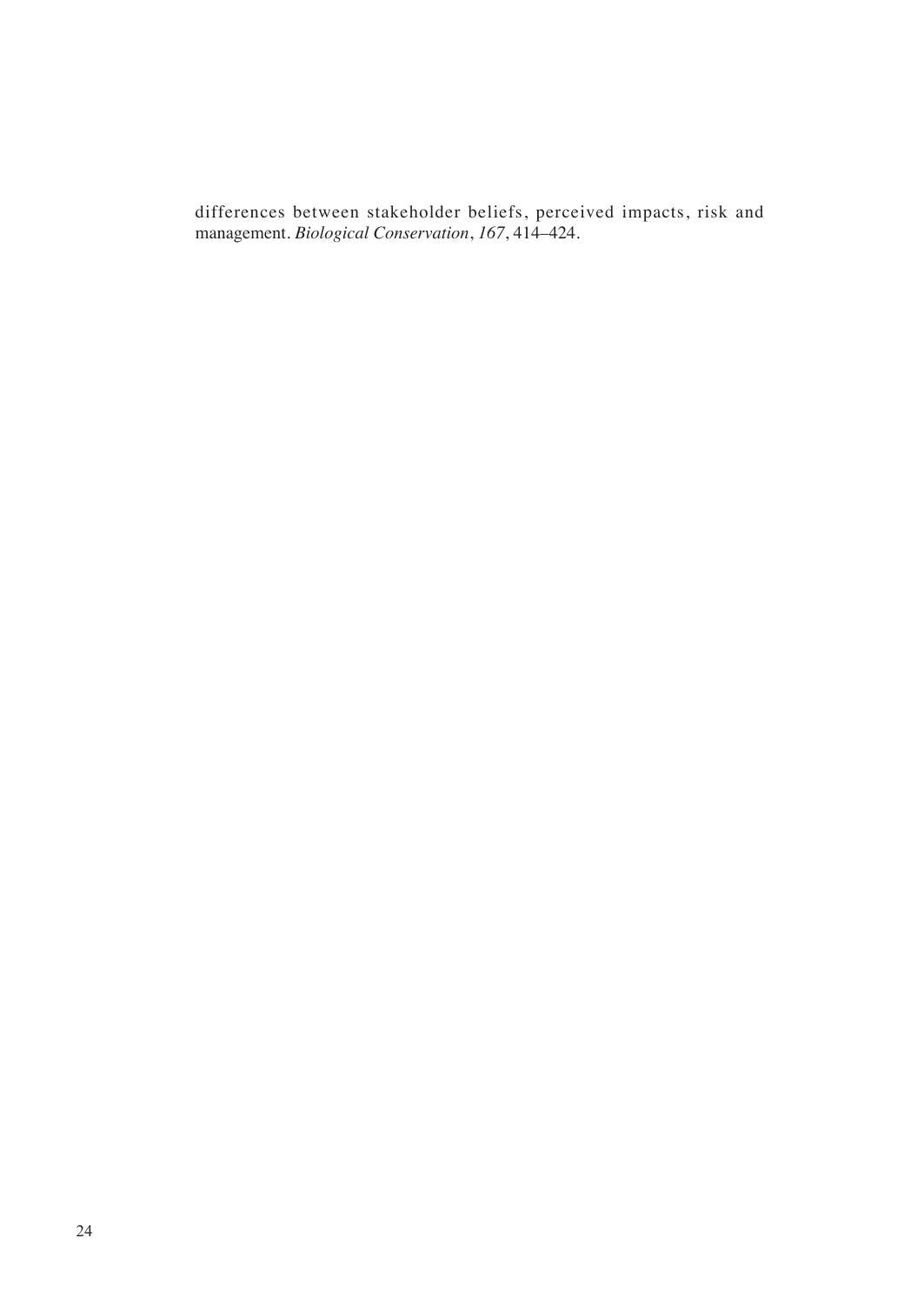differences between stakeholder beliefs, perceived impacts, risk and management. *Biological Conservation*, *167*, 414–424.